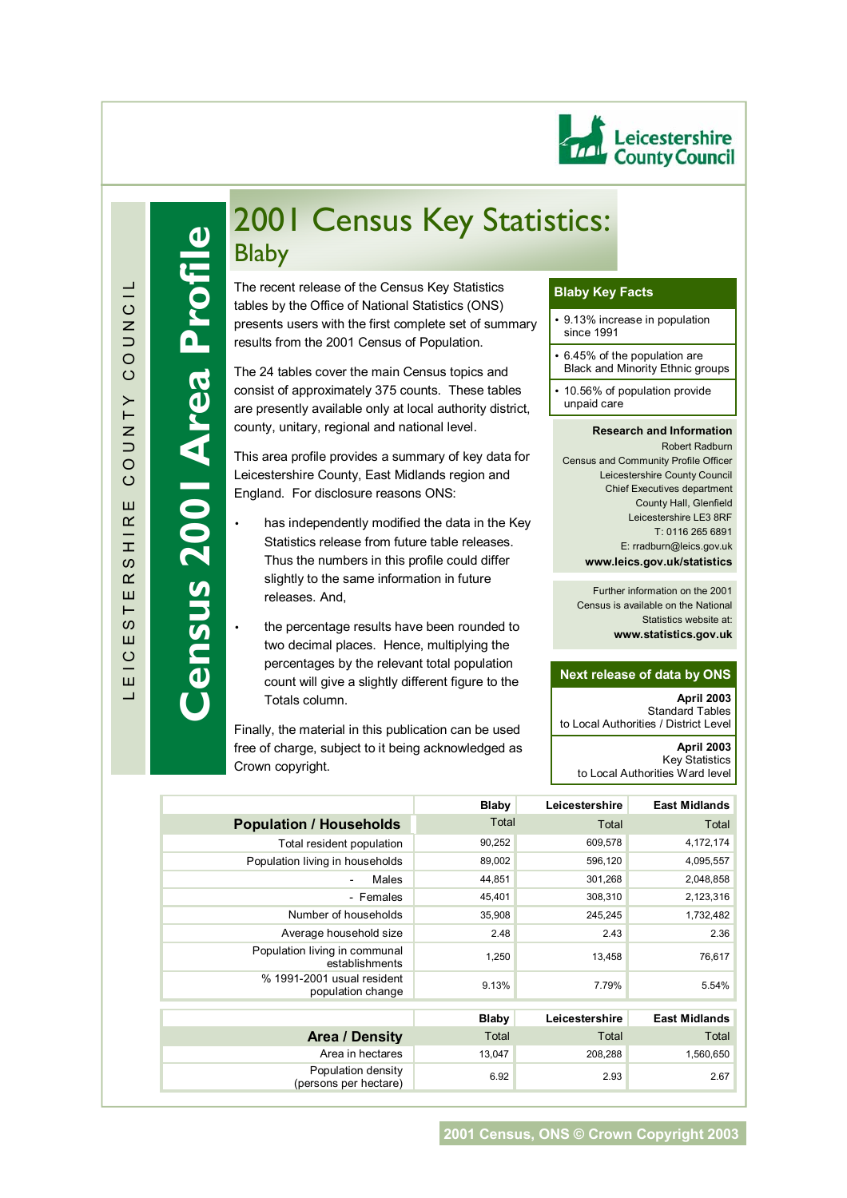Leicestershire County Council

LEICESTERSHIRE COUNTY COUNCIL

**Census 2001 Area Profile**

# 2001 Census Key Statistics: Blaby

The recent release of the Census Key Statistics tables by the Office of National Statistics (ONS) presents users with the first complete set of summary results from the 2001 Census of Population.

The 24 tables cover the main Census topics and consist of approximately 375 counts. These tables are presently available only at local authority district, county, unitary, regional and national level.

This area profile provides a summary of key data for Leicestershire County, East Midlands region and England. For disclosure reasons ONS:

- has independently modified the data in the Key Statistics release from future table releases. Thus the numbers in this profile could differ slightly to the same information in future releases. And,
- the percentage results have been rounded to two decimal places. Hence, multiplying the percentages by the relevant total population count will give a slightly different figure to the Totals column.

Finally, the material in this publication can be used free of charge, subject to it being acknowledged as Crown copyright.

**Blaby Key Facts**

- 9.13% increase in population since 1991
- 6.45% of the population are Black and Minority Ethnic groups
- 10.56% of population provide unpaid care

**Research and Information**

Robert Radburn
Census and Community Profile Officer
Leicestershire County Council
Chief Executives department
County Hall, Glenfield
Leicestershire LE3 8RF
T: 0116 265 6891
E: rradburn@leics.gov.uk
**www.leics.gov.uk/statistics**

Further information on the 2001 Census is available on the National Statistics website at:
**www.statistics.gov.uk**

**Next release of data by ONS**

**April 2003**
Standard Tables
to Local Authorities / District Level

**April 2003**
Key Statistics
to Local Authorities Ward level

| **Population / Households** | **Blaby** Total | **Leicestershire** Total | **East Midlands** Total |
|---|---|---|---|
| Total resident population | 90,252 | 609,578 | 4,172,174 |
| Population living in households | 89,002 | 596,120 | 4,095,557 |
| - Males | 44,851 | 301,268 | 2,048,858 |
| - Females | 45,401 | 308,310 | 2,123,316 |
| Number of households | 35,908 | 245,245 | 1,732,482 |
| Average household size | 2.48 | 2.43 | 2.36 |
| Population living in communal establishments | 1,250 | 13,458 | 76,617 |
| % 1991-2001 usual resident population change | 9.13% | 7.79% | 5.54% |

| **Area / Density** | **Blaby** Total | **Leicestershire** Total | **East Midlands** Total |
|---|---|---|---|
| Area in hectares | 13,047 | 208,288 | 1,560,650 |
| Population density (persons per hectare) | 6.92 | 2.93 | 2.67 |

2001 Census, ONS © Crown Copyright 2003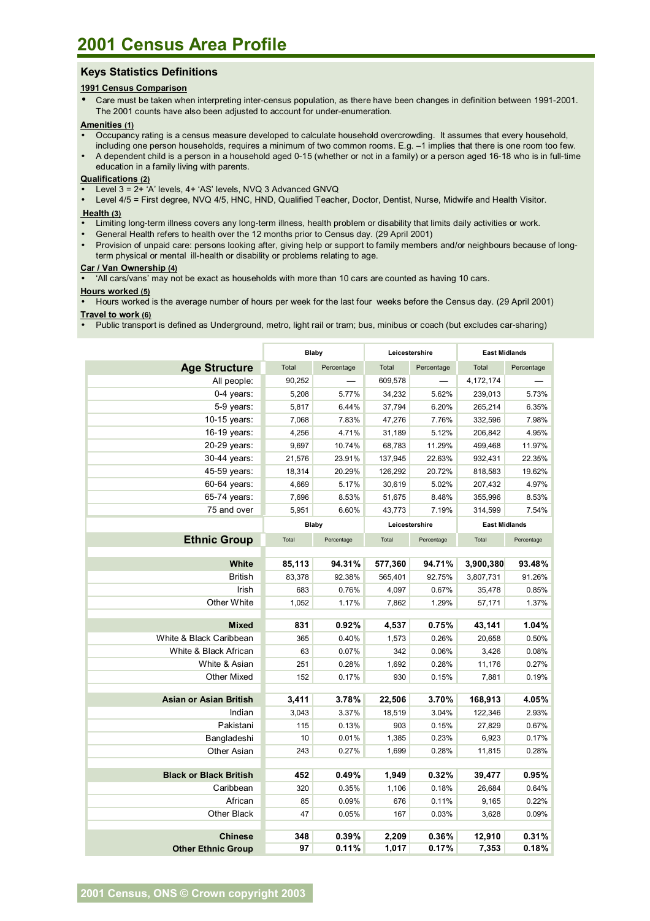# 2001 Census Area Profile

## Keys Statistics Definitions

**1991 Census Comparison**

- Care must be taken when interpreting inter-census population, as there have been changes in definition between 1991-2001. The 2001 counts have also been adjusted to account for under-enumeration.

**Amenities (1)**

- Occupancy rating is a census measure developed to calculate household overcrowding. It assumes that every household, including one person households, requires a minimum of two common rooms. E.g. –1 implies that there is one room too few.
- A dependent child is a person in a household aged 0-15 (whether or not in a family) or a person aged 16-18 who is in full-time education in a family living with parents.

**Qualifications (2)**

- Level 3 = 2+ 'A' levels, 4+ 'AS' levels, NVQ 3 Advanced GNVQ
- Level 4/5 = First degree, NVQ 4/5, HNC, HND, Qualified Teacher, Doctor, Dentist, Nurse, Midwife and Health Visitor.

**Health (3)**

- Limiting long-term illness covers any long-term illness, health problem or disability that limits daily activities or work.
- General Health refers to health over the 12 months prior to Census day. (29 April 2001)
- Provision of unpaid care: persons looking after, giving help or support to family members and/or neighbours because of long-term physical or mental ill-health or disability or problems relating to age.

**Car / Van Ownership (4)**

- 'All cars/vans' may not be exact as households with more than 10 cars are counted as having 10 cars.

**Hours worked (5)**

- Hours worked is the average number of hours per week for the last four weeks before the Census day. (29 April 2001)

**Travel to work (6)**

- Public transport is defined as Underground, metro, light rail or tram; bus, minibus or coach (but excludes car-sharing)

| | Blaby | | Leicestershire | | East Midlands | |
|---|---|---|---|---|---|---|
| **Age Structure** | Total | Percentage | Total | Percentage | Total | Percentage |
| All people: | 90,252 | — | 609,578 | — | 4,172,174 | — |
| 0-4 years: | 5,208 | 5.77% | 34,232 | 5.62% | 239,013 | 5.73% |
| 5-9 years: | 5,817 | 6.44% | 37,794 | 6.20% | 265,214 | 6.35% |
| 10-15 years: | 7,068 | 7.83% | 47,276 | 7.76% | 332,596 | 7.98% |
| 16-19 years: | 4,256 | 4.71% | 31,189 | 5.12% | 206,842 | 4.95% |
| 20-29 years: | 9,697 | 10.74% | 68,783 | 11.29% | 499,468 | 11.97% |
| 30-44 years: | 21,576 | 23.91% | 137,945 | 22.63% | 932,431 | 22.35% |
| 45-59 years: | 18,314 | 20.29% | 126,292 | 20.72% | 818,583 | 19.62% |
| 60-64 years: | 4,669 | 5.17% | 30,619 | 5.02% | 207,432 | 4.97% |
| 65-74 years: | 7,696 | 8.53% | 51,675 | 8.48% | 355,996 | 8.53% |
| 75 and over | 5,951 | 6.60% | 43,773 | 7.19% | 314,599 | 7.54% |

| | Blaby | | Leicestershire | | East Midlands | |
|---|---|---|---|---|---|---|
| **Ethnic Group** | Total | Percentage | Total | Percentage | Total | Percentage |
| **White** | **85,113** | **94.31%** | **577,360** | **94.71%** | **3,900,380** | **93.48%** |
| British | 83,378 | 92.38% | 565,401 | 92.75% | 3,807,731 | 91.26% |
| Irish | 683 | 0.76% | 4,097 | 0.67% | 35,478 | 0.85% |
| Other White | 1,052 | 1.17% | 7,862 | 1.29% | 57,171 | 1.37% |
| **Mixed** | **831** | **0.92%** | **4,537** | **0.75%** | **43,141** | **1.04%** |
| White & Black Caribbean | 365 | 0.40% | 1,573 | 0.26% | 20,658 | 0.50% |
| White & Black African | 63 | 0.07% | 342 | 0.06% | 3,426 | 0.08% |
| White & Asian | 251 | 0.28% | 1,692 | 0.28% | 11,176 | 0.27% |
| Other Mixed | 152 | 0.17% | 930 | 0.15% | 7,881 | 0.19% |
| **Asian or Asian British** | **3,411** | **3.78%** | **22,506** | **3.70%** | **168,913** | **4.05%** |
| Indian | 3,043 | 3.37% | 18,519 | 3.04% | 122,346 | 2.93% |
| Pakistani | 115 | 0.13% | 903 | 0.15% | 27,829 | 0.67% |
| Bangladeshi | 10 | 0.01% | 1,385 | 0.23% | 6,923 | 0.17% |
| Other Asian | 243 | 0.27% | 1,699 | 0.28% | 11,815 | 0.28% |
| **Black or Black British** | **452** | **0.49%** | **1,949** | **0.32%** | **39,477** | **0.95%** |
| Caribbean | 320 | 0.35% | 1,106 | 0.18% | 26,684 | 0.64% |
| African | 85 | 0.09% | 676 | 0.11% | 9,165 | 0.22% |
| Other Black | 47 | 0.05% | 167 | 0.03% | 3,628 | 0.09% |
| **Chinese** | **348** | **0.39%** | **2,209** | **0.36%** | **12,910** | **0.31%** |
| **Other Ethnic Group** | **97** | **0.11%** | **1,017** | **0.17%** | **7,353** | **0.18%** |

2001 Census, ONS © Crown copyright 2003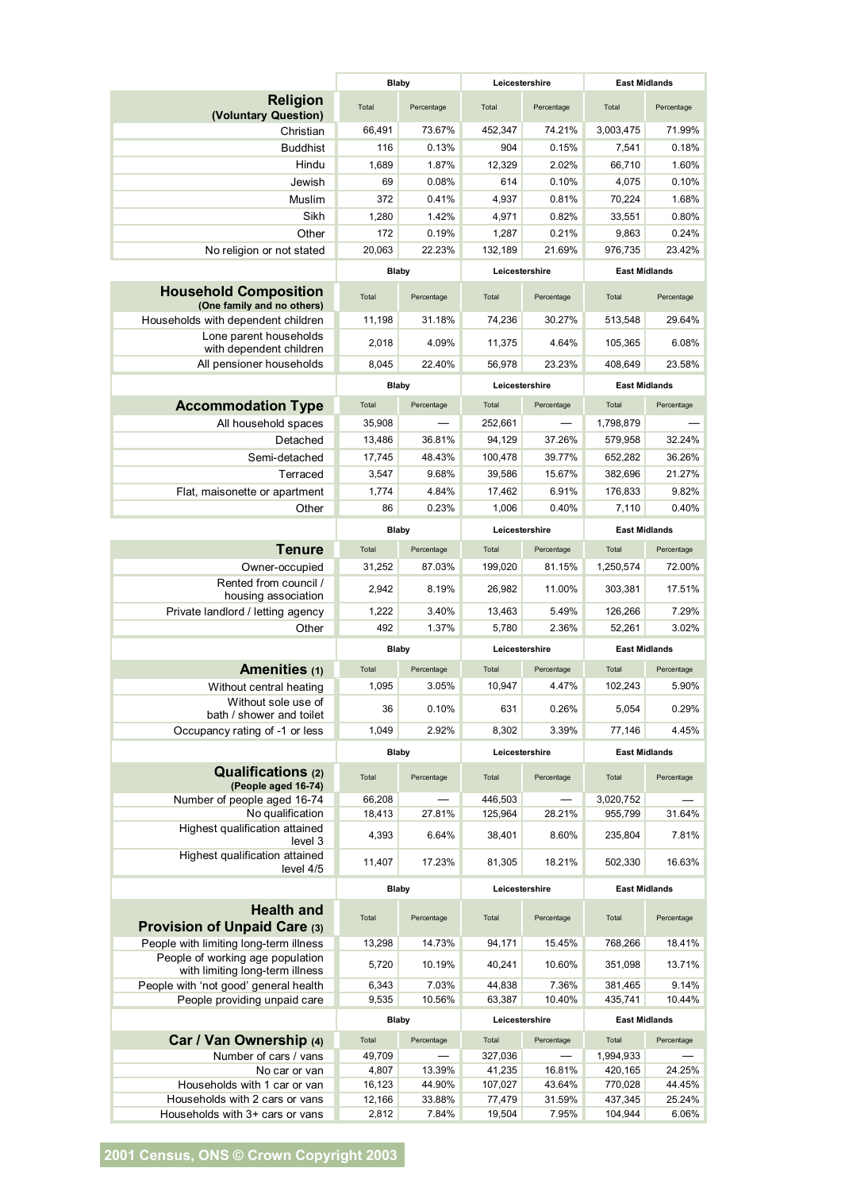| Religion (Voluntary Question) | Blaby | | Leicestershire | | East Midlands | |
|---|---|---|---|---|---|---|
| | Total | Percentage | Total | Percentage | Total | Percentage |
| Christian | 66,491 | 73.67% | 452,347 | 74.21% | 3,003,475 | 71.99% |
| Buddhist | 116 | 0.13% | 904 | 0.15% | 7,541 | 0.18% |
| Hindu | 1,689 | 1.87% | 12,329 | 2.02% | 66,710 | 1.60% |
| Jewish | 69 | 0.08% | 614 | 0.10% | 4,075 | 0.10% |
| Muslim | 372 | 0.41% | 4,937 | 0.81% | 70,224 | 1.68% |
| Sikh | 1,280 | 1.42% | 4,971 | 0.82% | 33,551 | 0.80% |
| Other | 172 | 0.19% | 1,287 | 0.21% | 9,863 | 0.24% |
| No religion or not stated | 20,063 | 22.23% | 132,189 | 21.69% | 976,735 | 23.42% |

| Household Composition (One family and no others) | Blaby | | Leicestershire | | East Midlands | |
|---|---|---|---|---|---|---|
| | Total | Percentage | Total | Percentage | Total | Percentage |
| Households with dependent children | 11,198 | 31.18% | 74,236 | 30.27% | 513,548 | 29.64% |
| Lone parent households with dependent children | 2,018 | 4.09% | 11,375 | 4.64% | 105,365 | 6.08% |
| All pensioner households | 8,045 | 22.40% | 56,978 | 23.23% | 408,649 | 23.58% |

| Accommodation Type | Blaby | | Leicestershire | | East Midlands | |
|---|---|---|---|---|---|---|
| | Total | Percentage | Total | Percentage | Total | Percentage |
| All household spaces | 35,908 | — | 252,661 | — | 1,798,879 | — |
| Detached | 13,486 | 36.81% | 94,129 | 37.26% | 579,958 | 32.24% |
| Semi-detached | 17,745 | 48.43% | 100,478 | 39.77% | 652,282 | 36.26% |
| Terraced | 3,547 | 9.68% | 39,586 | 15.67% | 382,696 | 21.27% |
| Flat, maisonette or apartment | 1,774 | 4.84% | 17,462 | 6.91% | 176,833 | 9.82% |
| Other | 86 | 0.23% | 1,006 | 0.40% | 7,110 | 0.40% |

| Tenure | Blaby | | Leicestershire | | East Midlands | |
|---|---|---|---|---|---|---|
| | Total | Percentage | Total | Percentage | Total | Percentage |
| Owner-occupied | 31,252 | 87.03% | 199,020 | 81.15% | 1,250,574 | 72.00% |
| Rented from council / housing association | 2,942 | 8.19% | 26,982 | 11.00% | 303,381 | 17.51% |
| Private landlord / letting agency | 1,222 | 3.40% | 13,463 | 5.49% | 126,266 | 7.29% |
| Other | 492 | 1.37% | 5,780 | 2.36% | 52,261 | 3.02% |

| Amenities (1) | Blaby | | Leicestershire | | East Midlands | |
|---|---|---|---|---|---|---|
| | Total | Percentage | Total | Percentage | Total | Percentage |
| Without central heating | 1,095 | 3.05% | 10,947 | 4.47% | 102,243 | 5.90% |
| Without sole use of bath / shower and toilet | 36 | 0.10% | 631 | 0.26% | 5,054 | 0.29% |
| Occupancy rating of -1 or less | 1,049 | 2.92% | 8,302 | 3.39% | 77,146 | 4.45% |

| Qualifications (2) (People aged 16-74) | Blaby | | Leicestershire | | East Midlands | |
|---|---|---|---|---|---|---|
| | Total | Percentage | Total | Percentage | Total | Percentage |
| Number of people aged 16-74 | 66,208 | — | 446,503 | — | 3,020,752 | — |
| No qualification | 18,413 | 27.81% | 125,964 | 28.21% | 955,799 | 31.64% |
| Highest qualification attained level 3 | 4,393 | 6.64% | 38,401 | 8.60% | 235,804 | 7.81% |
| Highest qualification attained level 4/5 | 11,407 | 17.23% | 81,305 | 18.21% | 502,330 | 16.63% |

| Health and Provision of Unpaid Care (3) | Blaby | | Leicestershire | | East Midlands | |
|---|---|---|---|---|---|---|
| | Total | Percentage | Total | Percentage | Total | Percentage |
| People with limiting long-term illness | 13,298 | 14.73% | 94,171 | 15.45% | 768,266 | 18.41% |
| People of working age population with limiting long-term illness | 5,720 | 10.19% | 40,241 | 10.60% | 351,098 | 13.71% |
| People with 'not good' general health | 6,343 | 7.03% | 44,838 | 7.36% | 381,465 | 9.14% |
| People providing unpaid care | 9,535 | 10.56% | 63,387 | 10.40% | 435,741 | 10.44% |

| Car / Van Ownership (4) | Blaby | | Leicestershire | | East Midlands | |
|---|---|---|---|---|---|---|
| | Total | Percentage | Total | Percentage | Total | Percentage |
| Number of cars / vans | 49,709 | — | 327,036 | — | 1,994,933 | — |
| No car or van | 4,807 | 13.39% | 41,235 | 16.81% | 420,165 | 24.25% |
| Households with 1 car or van | 16,123 | 44.90% | 107,027 | 43.64% | 770,028 | 44.45% |
| Households with 2 cars or vans | 12,166 | 33.88% | 77,479 | 31.59% | 437,345 | 25.24% |
| Households with 3+ cars or vans | 2,812 | 7.84% | 19,504 | 7.95% | 104,944 | 6.06% |

**2001 Census, ONS © Crown Copyright 2003**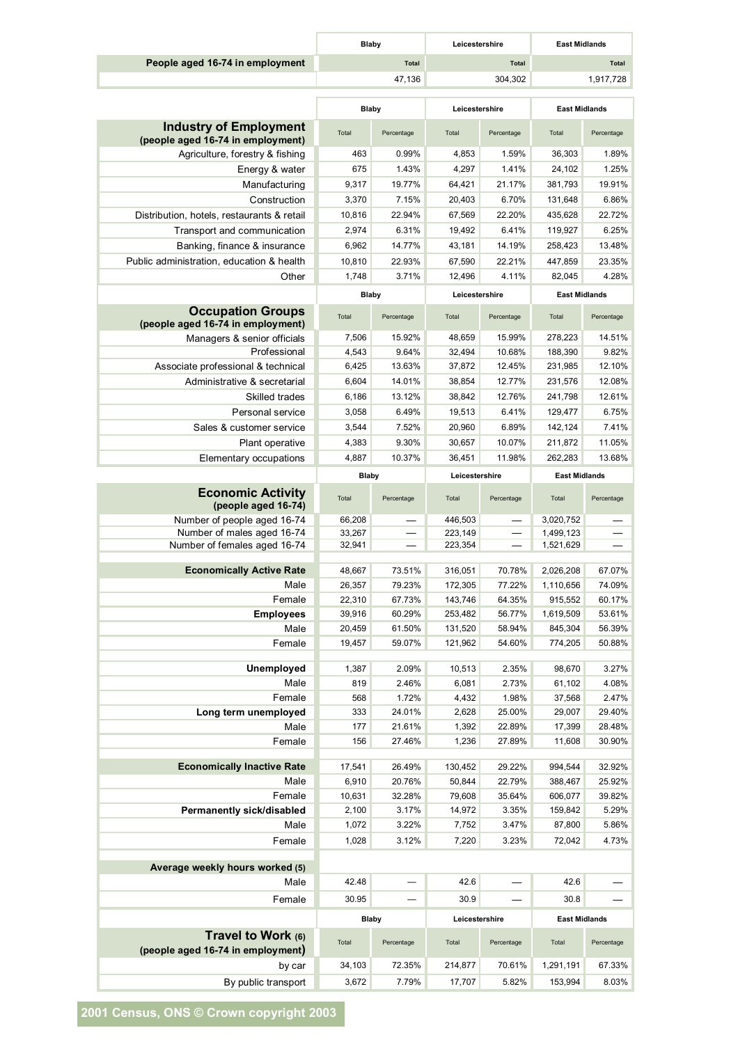| | Blaby | Leicestershire | East Midlands |
|---|---|---|---|
| **People aged 16-74 in employment** | Total | Total | Total |
| | 47,136 | 304,302 | 1,917,728 |

| | Blaby | | Leicestershire | | East Midlands | |
|---|---|---|---|---|---|---|
| **Industry of Employment (people aged 16-74 in employment)** | Total | Percentage | Total | Percentage | Total | Percentage |
| Agriculture, forestry & fishing | 463 | 0.99% | 4,853 | 1.59% | 36,303 | 1.89% |
| Energy & water | 675 | 1.43% | 4,297 | 1.41% | 24,102 | 1.25% |
| Manufacturing | 9,317 | 19.77% | 64,421 | 21.17% | 381,793 | 19.91% |
| Construction | 3,370 | 7.15% | 20,403 | 6.70% | 131,648 | 6.86% |
| Distribution, hotels, restaurants & retail | 10,816 | 22.94% | 67,569 | 22.20% | 435,628 | 22.72% |
| Transport and communication | 2,974 | 6.31% | 19,492 | 6.41% | 119,927 | 6.25% |
| Banking, finance & insurance | 6,962 | 14.77% | 43,181 | 14.19% | 258,423 | 13.48% |
| Public administration, education & health | 10,810 | 22.93% | 67,590 | 22.21% | 447,859 | 23.35% |
| Other | 1,748 | 3.71% | 12,496 | 4.11% | 82,045 | 4.28% |

| | Blaby | | Leicestershire | | East Midlands | |
|---|---|---|---|---|---|---|
| **Occupation Groups (people aged 16-74 in employment)** | Total | Percentage | Total | Percentage | Total | Percentage |
| Managers & senior officials | 7,506 | 15.92% | 48,659 | 15.99% | 278,223 | 14.51% |
| Professional | 4,543 | 9.64% | 32,494 | 10.68% | 188,390 | 9.82% |
| Associate professional & technical | 6,425 | 13.63% | 37,872 | 12.45% | 231,985 | 12.10% |
| Administrative & secretarial | 6,604 | 14.01% | 38,854 | 12.77% | 231,576 | 12.08% |
| Skilled trades | 6,186 | 13.12% | 38,842 | 12.76% | 241,798 | 12.61% |
| Personal service | 3,058 | 6.49% | 19,513 | 6.41% | 129,477 | 6.75% |
| Sales & customer service | 3,544 | 7.52% | 20,960 | 6.89% | 142,124 | 7.41% |
| Plant operative | 4,383 | 9.30% | 30,657 | 10.07% | 211,872 | 11.05% |
| Elementary occupations | 4,887 | 10.37% | 36,451 | 11.98% | 262,283 | 13.68% |

| | Blaby | | Leicestershire | | East Midlands | |
|---|---|---|---|---|---|---|
| **Economic Activity (people aged 16-74)** | Total | Percentage | Total | Percentage | Total | Percentage |
| Number of people aged 16-74 | 66,208 | — | 446,503 | — | 3,020,752 | — |
| Number of males aged 16-74 | 33,267 | — | 223,149 | — | 1,499,123 | — |
| Number of females aged 16-74 | 32,941 | — | 223,354 | — | 1,521,629 | — |
| | | | | | | |
| **Economically Active Rate** | 48,667 | 73.51% | 316,051 | 70.78% | 2,026,208 | 67.07% |
| Male | 26,357 | 79.23% | 172,305 | 77.22% | 1,110,656 | 74.09% |
| Female | 22,310 | 67.73% | 143,746 | 64.35% | 915,552 | 60.17% |
| **Employees** | 39,916 | 60.29% | 253,482 | 56.77% | 1,619,509 | 53.61% |
| Male | 20,459 | 61.50% | 131,520 | 58.94% | 845,304 | 56.39% |
| Female | 19,457 | 59.07% | 121,962 | 54.60% | 774,205 | 50.88% |
| | | | | | | |
| **Unemployed** | 1,387 | 2.09% | 10,513 | 2.35% | 98,670 | 3.27% |
| Male | 819 | 2.46% | 6,081 | 2.73% | 61,102 | 4.08% |
| Female | 568 | 1.72% | 4,432 | 1.98% | 37,568 | 2.47% |
| **Long term unemployed** | 333 | 24.01% | 2,628 | 25.00% | 29,007 | 29.40% |
| Male | 177 | 21.61% | 1,392 | 22.89% | 17,399 | 28.48% |
| Female | 156 | 27.46% | 1,236 | 27.89% | 11,608 | 30.90% |
| | | | | | | |
| **Economically Inactive Rate** | 17,541 | 26.49% | 130,452 | 29.22% | 994,544 | 32.92% |
| Male | 6,910 | 20.76% | 50,844 | 22.79% | 388,467 | 25.92% |
| Female | 10,631 | 32.28% | 79,608 | 35.64% | 606,077 | 39.82% |
| **Permanently sick/disabled** | 2,100 | 3.17% | 14,972 | 3.35% | 159,842 | 5.29% |
| Male | 1,072 | 3.22% | 7,752 | 3.47% | 87,800 | 5.86% |
| Female | 1,028 | 3.12% | 7,220 | 3.23% | 72,042 | 4.73% |
| | | | | | | |
| **Average weekly hours worked (5)** | | | | | | |
| Male | 42.48 | — | 42.6 | — | 42.6 | — |
| Female | 30.95 | — | 30.9 | — | 30.8 | — |

| | Blaby | | Leicestershire | | East Midlands | |
|---|---|---|---|---|---|---|
| **Travel to Work (6) (people aged 16-74 in employment)** | Total | Percentage | Total | Percentage | Total | Percentage |
| by car | 34,103 | 72.35% | 214,877 | 70.61% | 1,291,191 | 67.33% |
| By public transport | 3,672 | 7.79% | 17,707 | 5.82% | 153,994 | 8.03% |

2001 Census, ONS © Crown copyright 2003